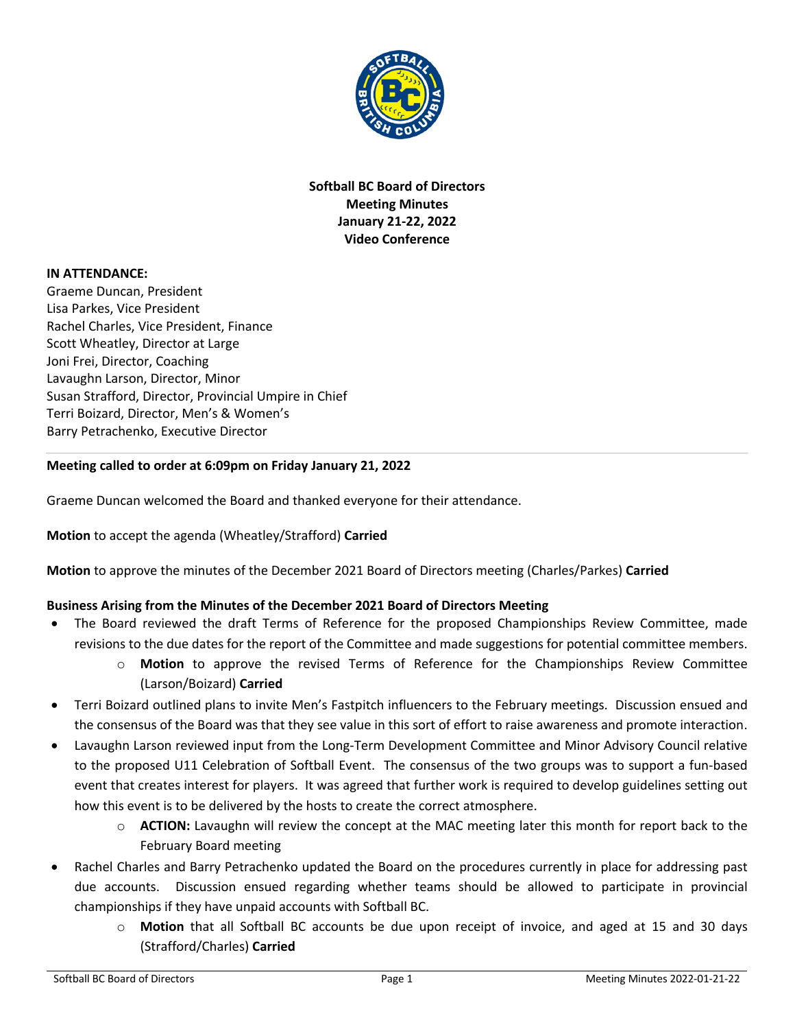**Softball BC Board of Directors**
**Meeting Minutes**
**January 21-22, 2022**
**Video Conference**

**IN ATTENDANCE:**
Graeme Duncan, President
Lisa Parkes, Vice President
Rachel Charles, Vice President, Finance
Scott Wheatley, Director at Large
Joni Frei, Director, Coaching
Lavaughn Larson, Director, Minor
Susan Strafford, Director, Provincial Umpire in Chief
Terri Boizard, Director, Men's & Women's
Barry Petrachenko, Executive Director

---

**Meeting called to order at 6:09pm on Friday January 21, 2022**

Graeme Duncan welcomed the Board and thanked everyone for their attendance.

**Motion** to accept the agenda (Wheatley/Strafford) **Carried**

**Motion** to approve the minutes of the December 2021 Board of Directors meeting (Charles/Parkes) **Carried**

**Business Arising from the Minutes of the December 2021 Board of Directors Meeting**

- The Board reviewed the draft Terms of Reference for the proposed Championships Review Committee, made revisions to the due dates for the report of the Committee and made suggestions for potential committee members.
  - **Motion** to approve the revised Terms of Reference for the Championships Review Committee (Larson/Boizard) **Carried**
- Terri Boizard outlined plans to invite Men's Fastpitch influencers to the February meetings. Discussion ensued and the consensus of the Board was that they see value in this sort of effort to raise awareness and promote interaction.
- Lavaughn Larson reviewed input from the Long-Term Development Committee and Minor Advisory Council relative to the proposed U11 Celebration of Softball Event. The consensus of the two groups was to support a fun-based event that creates interest for players. It was agreed that further work is required to develop guidelines setting out how this event is to be delivered by the hosts to create the correct atmosphere.
  - **ACTION:** Lavaughn will review the concept at the MAC meeting later this month for report back to the February Board meeting
- Rachel Charles and Barry Petrachenko updated the Board on the procedures currently in place for addressing past due accounts. Discussion ensued regarding whether teams should be allowed to participate in provincial championships if they have unpaid accounts with Softball BC.
  - **Motion** that all Softball BC accounts be due upon receipt of invoice, and aged at 15 and 30 days (Strafford/Charles) **Carried**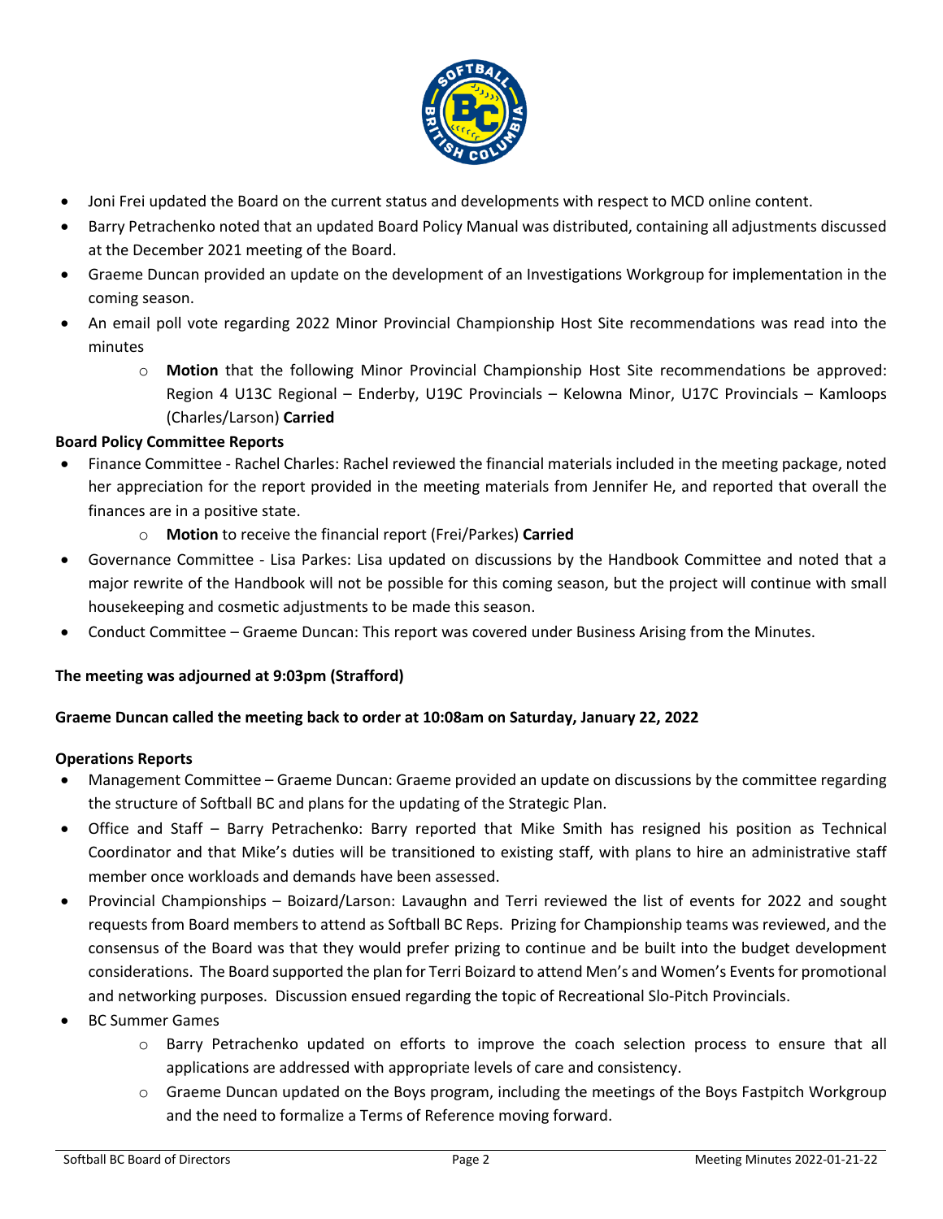- Joni Frei updated the Board on the current status and developments with respect to MCD online content.
- Barry Petrachenko noted that an updated Board Policy Manual was distributed, containing all adjustments discussed at the December 2021 meeting of the Board.
- Graeme Duncan provided an update on the development of an Investigations Workgroup for implementation in the coming season.
- An email poll vote regarding 2022 Minor Provincial Championship Host Site recommendations was read into the minutes
    - **Motion** that the following Minor Provincial Championship Host Site recommendations be approved: Region 4 U13C Regional – Enderby, U19C Provincials – Kelowna Minor, U17C Provincials – Kamloops (Charles/Larson) **Carried**

**Board Policy Committee Reports**

- Finance Committee - Rachel Charles: Rachel reviewed the financial materials included in the meeting package, noted her appreciation for the report provided in the meeting materials from Jennifer He, and reported that overall the finances are in a positive state.
    - **Motion** to receive the financial report (Frei/Parkes) **Carried**
- Governance Committee - Lisa Parkes: Lisa updated on discussions by the Handbook Committee and noted that a major rewrite of the Handbook will not be possible for this coming season, but the project will continue with small housekeeping and cosmetic adjustments to be made this season.
- Conduct Committee – Graeme Duncan: This report was covered under Business Arising from the Minutes.

**The meeting was adjourned at 9:03pm (Strafford)**

**Graeme Duncan called the meeting back to order at 10:08am on Saturday, January 22, 2022**

**Operations Reports**

- Management Committee – Graeme Duncan: Graeme provided an update on discussions by the committee regarding the structure of Softball BC and plans for the updating of the Strategic Plan.
- Office and Staff – Barry Petrachenko: Barry reported that Mike Smith has resigned his position as Technical Coordinator and that Mike's duties will be transitioned to existing staff, with plans to hire an administrative staff member once workloads and demands have been assessed.
- Provincial Championships – Boizard/Larson: Lavaughn and Terri reviewed the list of events for 2022 and sought requests from Board members to attend as Softball BC Reps. Prizing for Championship teams was reviewed, and the consensus of the Board was that they would prefer prizing to continue and be built into the budget development considerations. The Board supported the plan for Terri Boizard to attend Men's and Women's Events for promotional and networking purposes. Discussion ensued regarding the topic of Recreational Slo-Pitch Provincials.
- BC Summer Games
    - Barry Petrachenko updated on efforts to improve the coach selection process to ensure that all applications are addressed with appropriate levels of care and consistency.
    - Graeme Duncan updated on the Boys program, including the meetings of the Boys Fastpitch Workgroup and the need to formalize a Terms of Reference moving forward.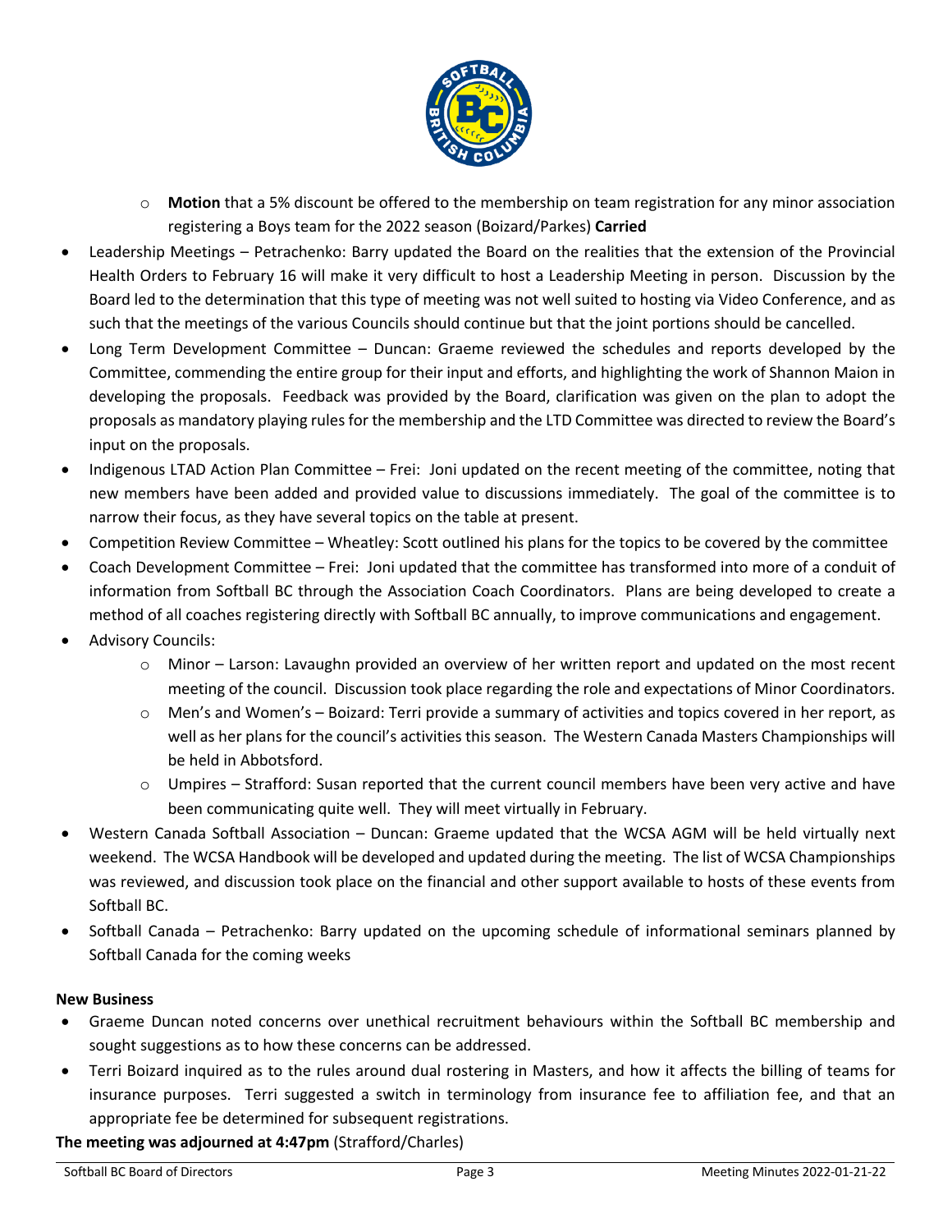- **Motion** that a 5% discount be offered to the membership on team registration for any minor association registering a Boys team for the 2022 season (Boizard/Parkes) **Carried**

- Leadership Meetings – Petrachenko: Barry updated the Board on the realities that the extension of the Provincial Health Orders to February 16 will make it very difficult to host a Leadership Meeting in person. Discussion by the Board led to the determination that this type of meeting was not well suited to hosting via Video Conference, and as such that the meetings of the various Councils should continue but that the joint portions should be cancelled.
- Long Term Development Committee – Duncan: Graeme reviewed the schedules and reports developed by the Committee, commending the entire group for their input and efforts, and highlighting the work of Shannon Maion in developing the proposals. Feedback was provided by the Board, clarification was given on the plan to adopt the proposals as mandatory playing rules for the membership and the LTD Committee was directed to review the Board's input on the proposals.
- Indigenous LTAD Action Plan Committee – Frei: Joni updated on the recent meeting of the committee, noting that new members have been added and provided value to discussions immediately. The goal of the committee is to narrow their focus, as they have several topics on the table at present.
- Competition Review Committee – Wheatley: Scott outlined his plans for the topics to be covered by the committee
- Coach Development Committee – Frei: Joni updated that the committee has transformed into more of a conduit of information from Softball BC through the Association Coach Coordinators. Plans are being developed to create a method of all coaches registering directly with Softball BC annually, to improve communications and engagement.
- Advisory Councils:
  - Minor – Larson: Lavaughn provided an overview of her written report and updated on the most recent meeting of the council. Discussion took place regarding the role and expectations of Minor Coordinators.
  - Men's and Women's – Boizard: Terri provide a summary of activities and topics covered in her report, as well as her plans for the council's activities this season. The Western Canada Masters Championships will be held in Abbotsford.
  - Umpires – Strafford: Susan reported that the current council members have been very active and have been communicating quite well. They will meet virtually in February.
- Western Canada Softball Association – Duncan: Graeme updated that the WCSA AGM will be held virtually next weekend. The WCSA Handbook will be developed and updated during the meeting. The list of WCSA Championships was reviewed, and discussion took place on the financial and other support available to hosts of these events from Softball BC.
- Softball Canada – Petrachenko: Barry updated on the upcoming schedule of informational seminars planned by Softball Canada for the coming weeks

**New Business**

- Graeme Duncan noted concerns over unethical recruitment behaviours within the Softball BC membership and sought suggestions as to how these concerns can be addressed.
- Terri Boizard inquired as to the rules around dual rostering in Masters, and how it affects the billing of teams for insurance purposes. Terri suggested a switch in terminology from insurance fee to affiliation fee, and that an appropriate fee be determined for subsequent registrations.

**The meeting was adjourned at 4:47pm** (Strafford/Charles)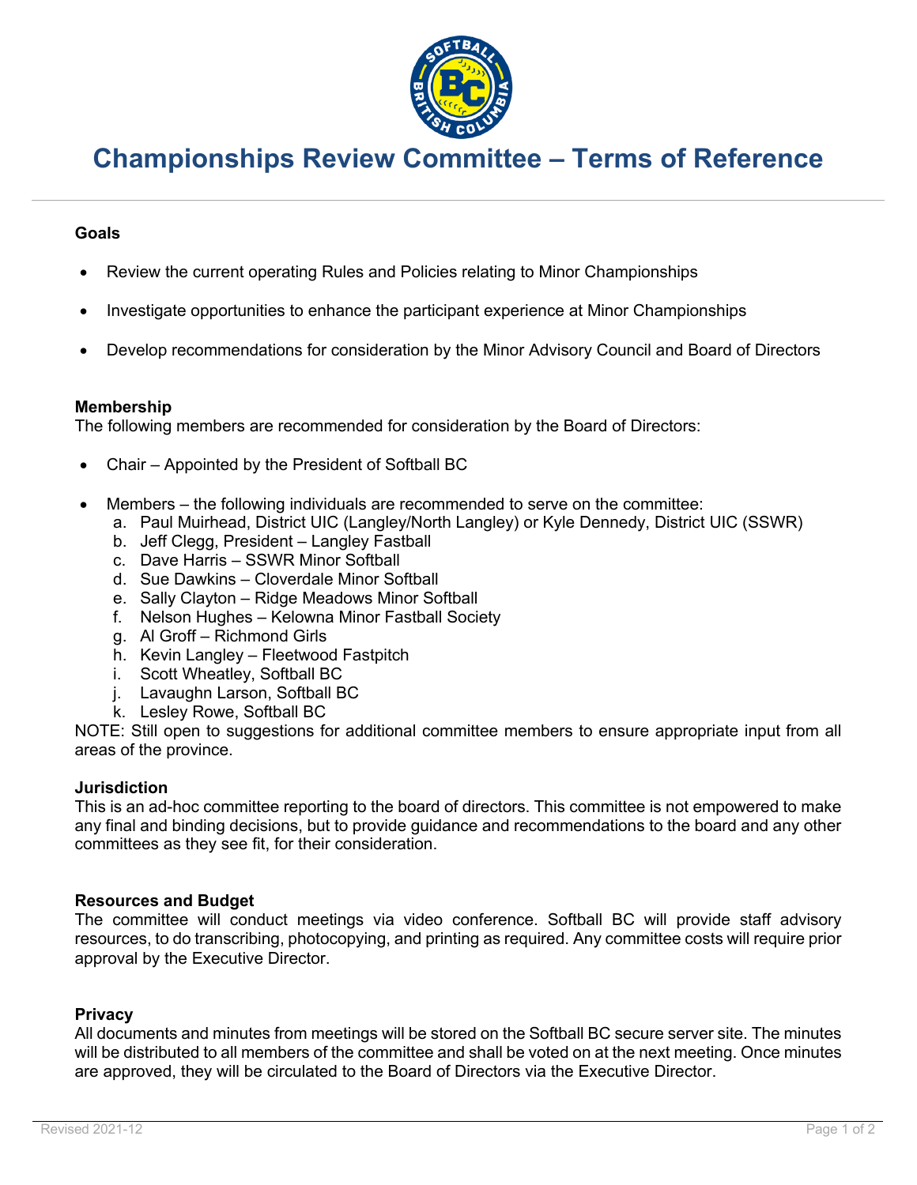# Championships Review Committee – Terms of Reference

### Goals

- Review the current operating Rules and Policies relating to Minor Championships
- Investigate opportunities to enhance the participant experience at Minor Championships
- Develop recommendations for consideration by the Minor Advisory Council and Board of Directors

### Membership

The following members are recommended for consideration by the Board of Directors:

- Chair – Appointed by the President of Softball BC
- Members – the following individuals are recommended to serve on the committee:
  a. Paul Muirhead, District UIC (Langley/North Langley) or Kyle Dennedy, District UIC (SSWR)
  b. Jeff Clegg, President – Langley Fastball
  c. Dave Harris – SSWR Minor Softball
  d. Sue Dawkins – Cloverdale Minor Softball
  e. Sally Clayton – Ridge Meadows Minor Softball
  f. Nelson Hughes – Kelowna Minor Fastball Society
  g. Al Groff – Richmond Girls
  h. Kevin Langley – Fleetwood Fastpitch
  i. Scott Wheatley, Softball BC
  j. Lavaughn Larson, Softball BC
  k. Lesley Rowe, Softball BC

NOTE: Still open to suggestions for additional committee members to ensure appropriate input from all areas of the province.

### Jurisdiction

This is an ad-hoc committee reporting to the board of directors. This committee is not empowered to make any final and binding decisions, but to provide guidance and recommendations to the board and any other committees as they see fit, for their consideration.

### Resources and Budget

The committee will conduct meetings via video conference. Softball BC will provide staff advisory resources, to do transcribing, photocopying, and printing as required. Any committee costs will require prior approval by the Executive Director.

### Privacy

All documents and minutes from meetings will be stored on the Softball BC secure server site. The minutes will be distributed to all members of the committee and shall be voted on at the next meeting. Once minutes are approved, they will be circulated to the Board of Directors via the Executive Director.

Revised 2021-12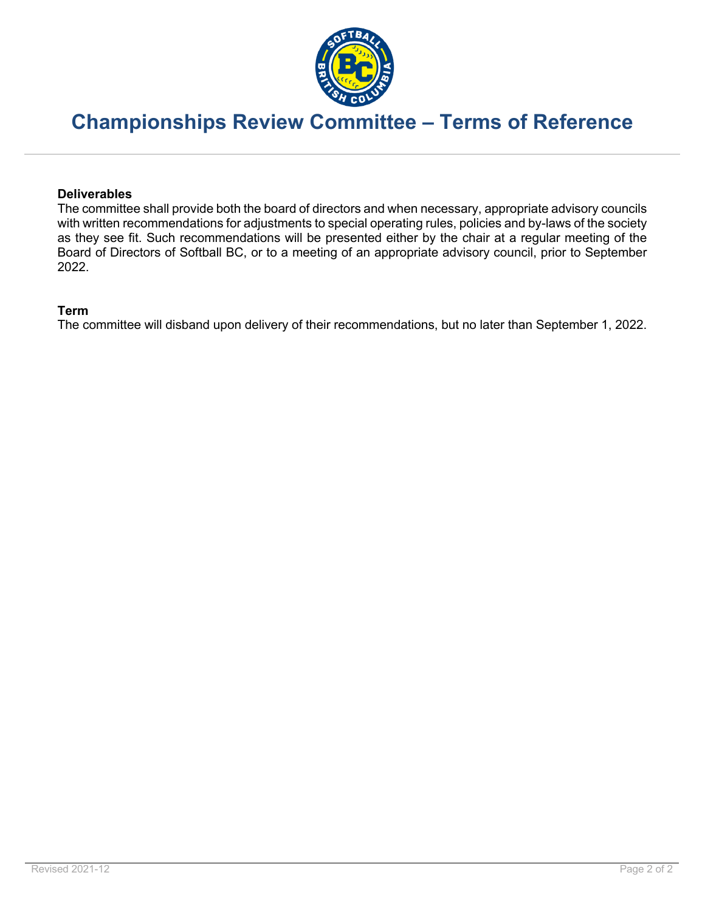# Championships Review Committee – Terms of Reference

**Deliverables**

The committee shall provide both the board of directors and when necessary, appropriate advisory councils with written recommendations for adjustments to special operating rules, policies and by-laws of the society as they see fit. Such recommendations will be presented either by the chair at a regular meeting of the Board of Directors of Softball BC, or to a meeting of an appropriate advisory council, prior to September 2022.

**Term**

The committee will disband upon delivery of their recommendations, but no later than September 1, 2022.